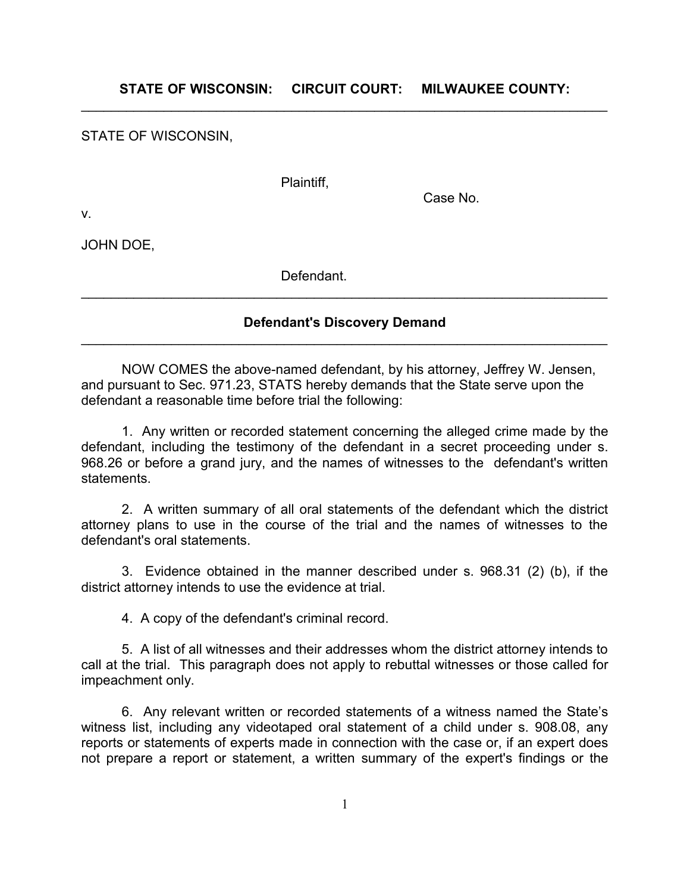**STATE OF WISCONSIN: CIRCUIT COURT: MILWAUKEE COUNTY:**

---

STATE OF WISCONSIN,

Plaintiff,

Case No.

v.

JOHN DOE,

Defendant.

---

## Defendant's Discovery Demand

---

NOW COMES the above-named defendant, by his attorney, Jeffrey W. Jensen, and pursuant to Sec. 971.23, STATS hereby demands that the State serve upon the defendant a reasonable time before trial the following:

1. Any written or recorded statement concerning the alleged crime made by the defendant, including the testimony of the defendant in a secret proceeding under s. 968.26 or before a grand jury, and the names of witnesses to the defendant's written statements.

2. A written summary of all oral statements of the defendant which the district attorney plans to use in the course of the trial and the names of witnesses to the defendant's oral statements.

3. Evidence obtained in the manner described under s. 968.31 (2) (b), if the district attorney intends to use the evidence at trial.

4. A copy of the defendant's criminal record.

5. A list of all witnesses and their addresses whom the district attorney intends to call at the trial. This paragraph does not apply to rebuttal witnesses or those called for impeachment only.

6. Any relevant written or recorded statements of a witness named the State's witness list, including any videotaped oral statement of a child under s. 908.08, any reports or statements of experts made in connection with the case or, if an expert does not prepare a report or statement, a written summary of the expert's findings or the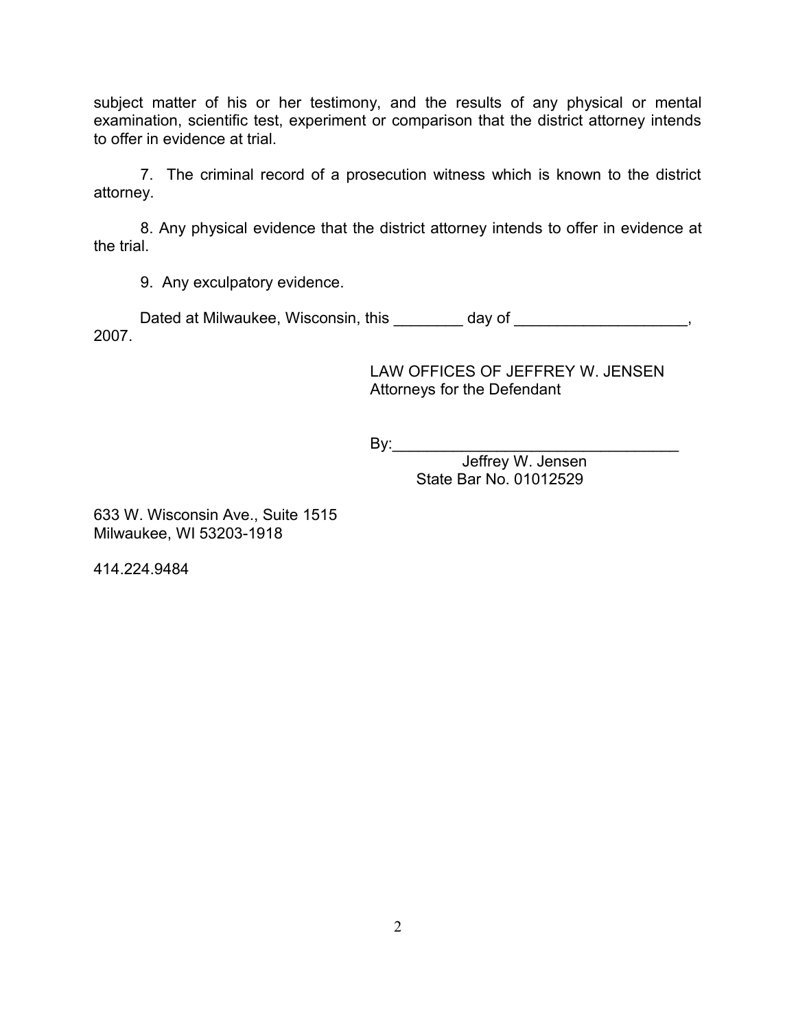subject matter of his or her testimony, and the results of any physical or mental examination, scientific test, experiment or comparison that the district attorney intends to offer in evidence at trial.

7. The criminal record of a prosecution witness which is known to the district attorney.

8. Any physical evidence that the district attorney intends to offer in evidence at the trial.

9. Any exculpatory evidence.

Dated at Milwaukee, Wisconsin, this ________ day of ____________________, 2007.

LAW OFFICES OF JEFFREY W. JENSEN
Attorneys for the Defendant

By:_________________________________
Jeffrey W. Jensen
State Bar No. 01012529

633 W. Wisconsin Ave., Suite 1515
Milwaukee, WI 53203-1918

414.224.9484